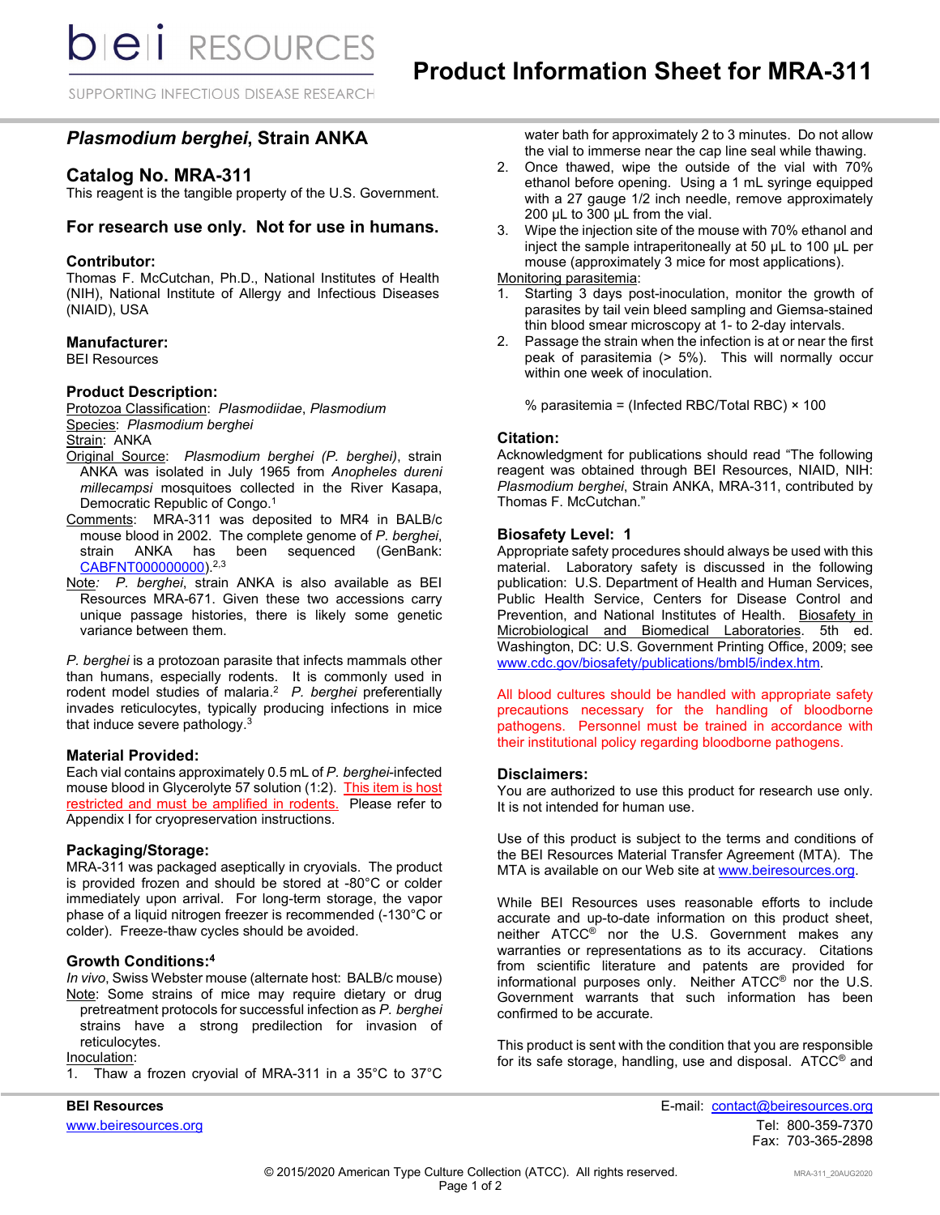# Product Information Sheet for MRA-311

bei RESOURCES

SUPPORTING INFECTIOUS DISEASE RESEARCH

## *Plasmodium berghei*, Strain ANKA

### Catalog No. MRA-311

This reagent is the tangible property of the U.S. Government.

### For research use only. Not for use in humans.

### Contributor:

Thomas F. McCutchan, Ph.D., National Institutes of Health (NIH), National Institute of Allergy and Infectious Diseases (NIAID), USA

### Manufacturer:

BEI Resources

### Product Description:

Protozoa Classification: *Plasmodiidae*, *Plasmodium*

Species: *Plasmodium berghei*

Strain: ANKA

Original Source: *Plasmodium berghei (P. berghei)*, strain ANKA was isolated in July 1965 from *Anopheles dureni millecampsi* mosquitoes collected in the River Kasapa, Democratic Republic of Congo.[1]

Comments: MRA-311 was deposited to MR4 in BALB/c mouse blood in 2002. The complete genome of *P. berghei*, strain ANKA has been sequenced (GenBank: CABFNT000000000).[2,3]

Note: *P. berghei*, strain ANKA is also available as BEI Resources MRA-671. Given these two accessions carry unique passage histories, there is likely some genetic variance between them.

*P. berghei* is a protozoan parasite that infects mammals other than humans, especially rodents. It is commonly used in rodent model studies of malaria.[2] *P. berghei* preferentially invades reticulocytes, typically producing infections in mice that induce severe pathology.[3]

### Material Provided:

Each vial contains approximately 0.5 mL of *P. berghei*-infected mouse blood in Glycerolyte 57 solution (1:2). This item is host restricted and must be amplified in rodents. Please refer to Appendix I for cryopreservation instructions.

### Packaging/Storage:

MRA-311 was packaged aseptically in cryovials. The product is provided frozen and should be stored at -80°C or colder immediately upon arrival. For long-term storage, the vapor phase of a liquid nitrogen freezer is recommended (-130°C or colder). Freeze-thaw cycles should be avoided.

### Growth Conditions:[4]

*In vivo*, Swiss Webster mouse (alternate host: BALB/c mouse)

Note: Some strains of mice may require dietary or drug pretreatment protocols for successful infection as *P. berghei* strains have a strong predilection for invasion of reticulocytes.

Inoculation:

1. Thaw a frozen cryovial of MRA-311 in a 35°C to 37°C water bath for approximately 2 to 3 minutes. Do not allow the vial to immerse near the cap line seal while thawing.
2. Once thawed, wipe the outside of the vial with 70% ethanol before opening. Using a 1 mL syringe equipped with a 27 gauge 1/2 inch needle, remove approximately 200 µL to 300 µL from the vial.
3. Wipe the injection site of the mouse with 70% ethanol and inject the sample intraperitoneally at 50 µL to 100 µL per mouse (approximately 3 mice for most applications).

Monitoring parasitemia:

1. Starting 3 days post-inoculation, monitor the growth of parasites by tail vein bleed sampling and Giemsa-stained thin blood smear microscopy at 1- to 2-day intervals.
2. Passage the strain when the infection is at or near the first peak of parasitemia (> 5%). This will normally occur within one week of inoculation.

% parasitemia = (Infected RBC/Total RBC) × 100

### Citation:

Acknowledgment for publications should read "The following reagent was obtained through BEI Resources, NIAID, NIH: *Plasmodium berghei*, Strain ANKA, MRA-311, contributed by Thomas F. McCutchan."

### Biosafety Level: 1

Appropriate safety procedures should always be used with this material. Laboratory safety is discussed in the following publication: U.S. Department of Health and Human Services, Public Health Service, Centers for Disease Control and Prevention, and National Institutes of Health. Biosafety in Microbiological and Biomedical Laboratories. 5th ed. Washington, DC: U.S. Government Printing Office, 2009; see www.cdc.gov/biosafety/publications/bmbl5/index.htm.

All blood cultures should be handled with appropriate safety precautions necessary for the handling of bloodborne pathogens. Personnel must be trained in accordance with their institutional policy regarding bloodborne pathogens.

### Disclaimers:

You are authorized to use this product for research use only. It is not intended for human use.

Use of this product is subject to the terms and conditions of the BEI Resources Material Transfer Agreement (MTA). The MTA is available on our Web site at www.beiresources.org.

While BEI Resources uses reasonable efforts to include accurate and up-to-date information on this product sheet, neither ATCC® nor the U.S. Government makes any warranties or representations as to its accuracy. Citations from scientific literature and patents are provided for informational purposes only. Neither ATCC® nor the U.S. Government warrants that such information has been confirmed to be accurate.

This product is sent with the condition that you are responsible for its safe storage, handling, use and disposal. ATCC® and

**BEI Resources**
www.beiresources.org

E-mail: contact@beiresources.org
Tel: 800-359-7370
Fax: 703-365-2898

© 2015/2020 American Type Culture Collection (ATCC). All rights reserved.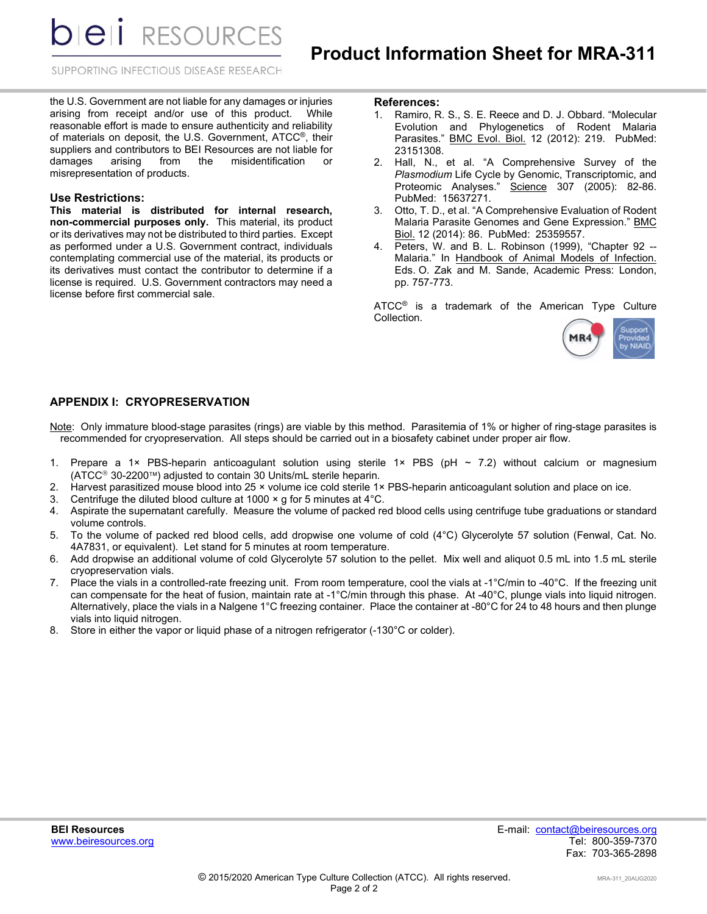the U.S. Government are not liable for any damages or injuries arising from receipt and/or use of this product. While reasonable effort is made to ensure authenticity and reliability of materials on deposit, the U.S. Government, ATCC®, their suppliers and contributors to BEI Resources are not liable for damages arising from the misidentification or misrepresentation of products.

### Use Restrictions:

**This material is distributed for internal research, non-commercial purposes only.** This material, its product or its derivatives may not be distributed to third parties. Except as performed under a U.S. Government contract, individuals contemplating commercial use of the material, its products or its derivatives must contact the contributor to determine if a license is required. U.S. Government contractors may need a license before first commercial sale.

### References:

1. Ramiro, R. S., S. E. Reece and D. J. Obbard. "Molecular Evolution and Phylogenetics of Rodent Malaria Parasites." BMC Evol. Biol. 12 (2012): 219. PubMed: 23151308.
2. Hall, N., et al. "A Comprehensive Survey of the *Plasmodium* Life Cycle by Genomic, Transcriptomic, and Proteomic Analyses." Science 307 (2005): 82-86. PubMed: 15637271.
3. Otto, T. D., et al. "A Comprehensive Evaluation of Rodent Malaria Parasite Genomes and Gene Expression." BMC Biol. 12 (2014): 86. PubMed: 25359557.
4. Peters, W. and B. L. Robinson (1999), "Chapter 92 -- Malaria." In Handbook of Animal Models of Infection. Eds. O. Zak and M. Sande, Academic Press: London, pp. 757-773.

ATCC® is a trademark of the American Type Culture Collection.

## APPENDIX I: CRYOPRESERVATION

Note: Only immature blood-stage parasites (rings) are viable by this method. Parasitemia of 1% or higher of ring-stage parasites is recommended for cryopreservation. All steps should be carried out in a biosafety cabinet under proper air flow.

1. Prepare a 1× PBS-heparin anticoagulant solution using sterile 1× PBS (pH ~ 7.2) without calcium or magnesium (ATCC® 30-2200™) adjusted to contain 30 Units/mL sterile heparin.
2. Harvest parasitized mouse blood into 25 × volume ice cold sterile 1× PBS-heparin anticoagulant solution and place on ice.
3. Centrifuge the diluted blood culture at 1000 × g for 5 minutes at 4°C.
4. Aspirate the supernatant carefully. Measure the volume of packed red blood cells using centrifuge tube graduations or standard volume controls.
5. To the volume of packed red blood cells, add dropwise one volume of cold (4°C) Glycerolyte 57 solution (Fenwal, Cat. No. 4A7831, or equivalent). Let stand for 5 minutes at room temperature.
6. Add dropwise an additional volume of cold Glycerolyte 57 solution to the pellet. Mix well and aliquot 0.5 mL into 1.5 mL sterile cryopreservation vials.
7. Place the vials in a controlled-rate freezing unit. From room temperature, cool the vials at -1°C/min to -40°C. If the freezing unit can compensate for the heat of fusion, maintain rate at -1°C/min through this phase. At -40°C, plunge vials into liquid nitrogen. Alternatively, place the vials in a Nalgene 1°C freezing container. Place the container at -80°C for 24 to 48 hours and then plunge vials into liquid nitrogen.
8. Store in either the vapor or liquid phase of a nitrogen refrigerator (-130°C or colder).

**BEI Resources**
www.beiresources.org

E-mail: contact@beiresources.org
Tel: 800-359-7370
Fax: 703-365-2898

© 2015/2020 American Type Culture Collection (ATCC). All rights reserved.